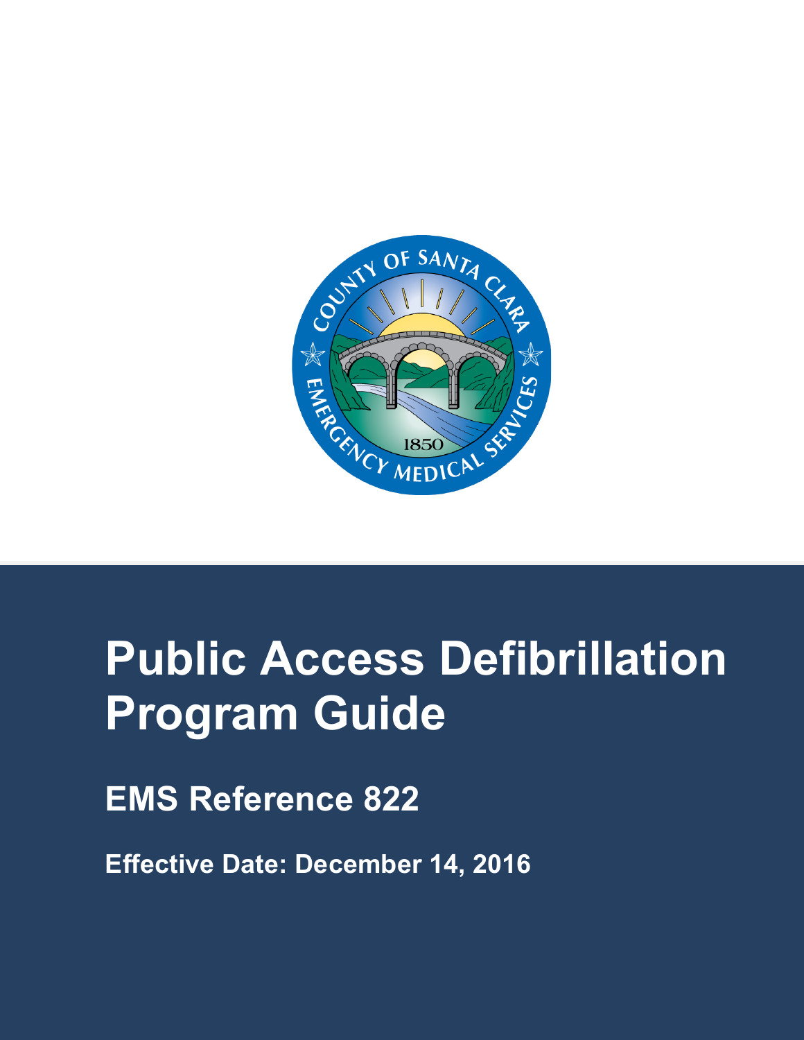# Public Access Defibrillation Program Guide

## EMS Reference 822

**Effective Date: December 14, 2016**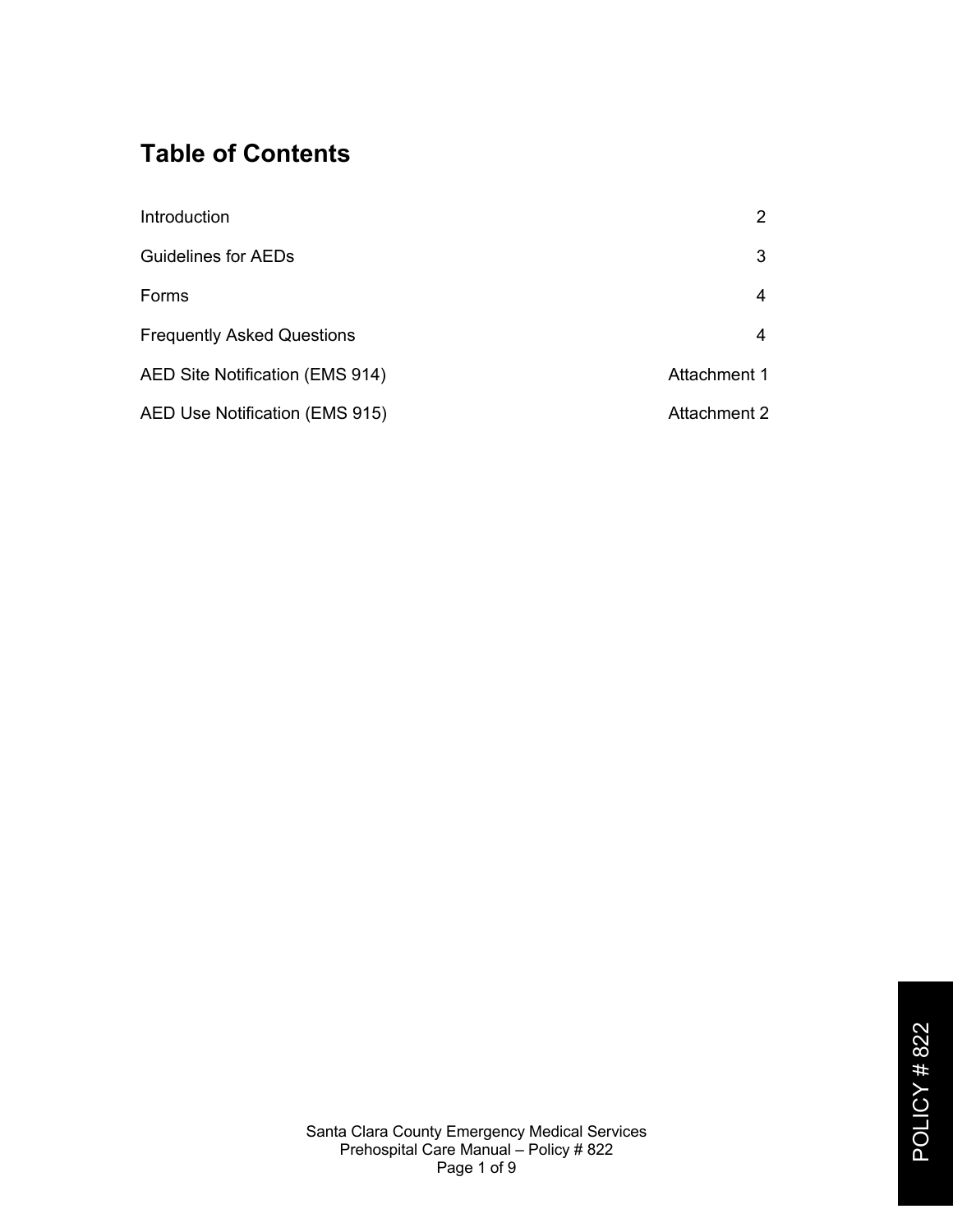# Table of Contents

| | |
|---|---|
| Introduction | 2 |
| Guidelines for AEDs | 3 |
| Forms | 4 |
| Frequently Asked Questions | 4 |
| AED Site Notification (EMS 914) | Attachment 1 |
| AED Use Notification (EMS 915) | Attachment 2 |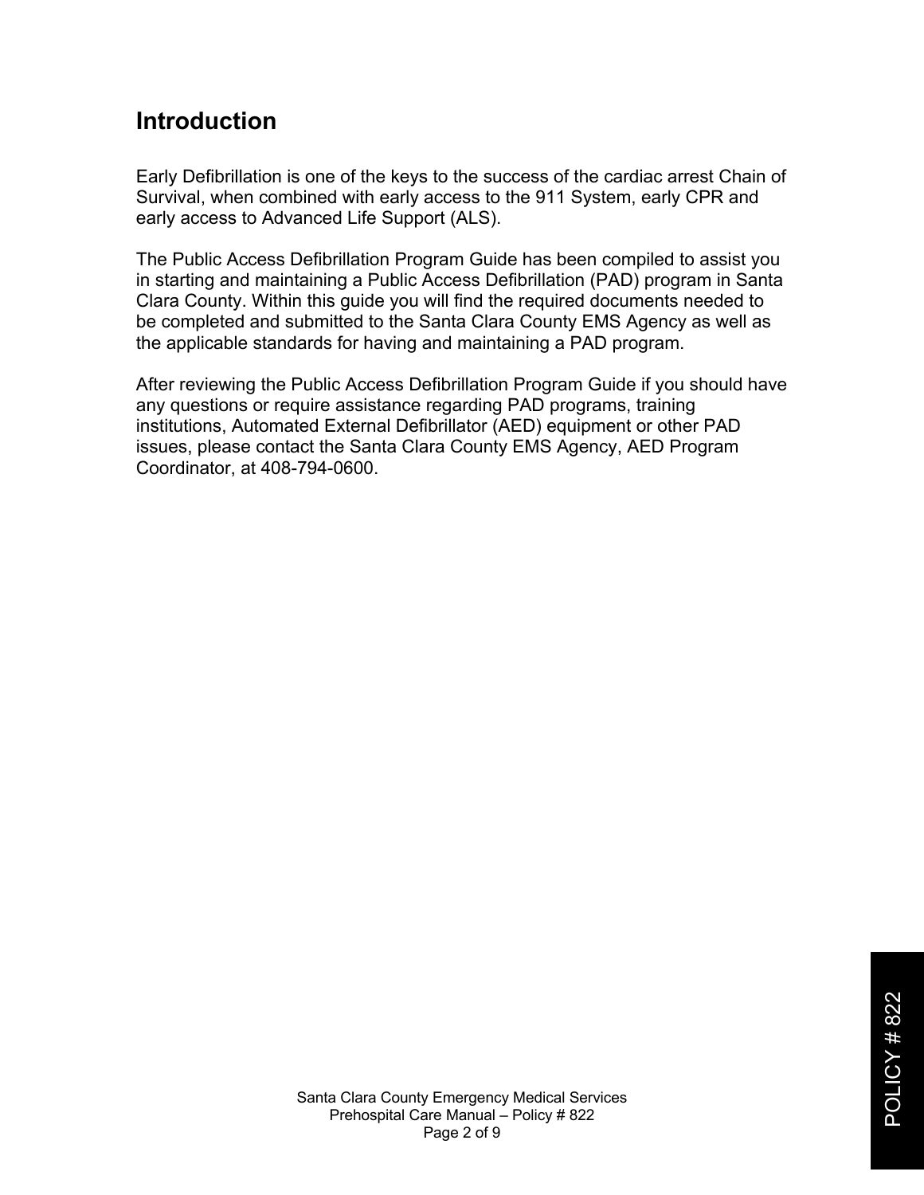# Introduction

Early Defibrillation is one of the keys to the success of the cardiac arrest Chain of Survival, when combined with early access to the 911 System, early CPR and early access to Advanced Life Support (ALS).

The Public Access Defibrillation Program Guide has been compiled to assist you in starting and maintaining a Public Access Defibrillation (PAD) program in Santa Clara County. Within this guide you will find the required documents needed to be completed and submitted to the Santa Clara County EMS Agency as well as the applicable standards for having and maintaining a PAD program.

After reviewing the Public Access Defibrillation Program Guide if you should have any questions or require assistance regarding PAD programs, training institutions, Automated External Defibrillator (AED) equipment or other PAD issues, please contact the Santa Clara County EMS Agency, AED Program Coordinator, at 408-794-0600.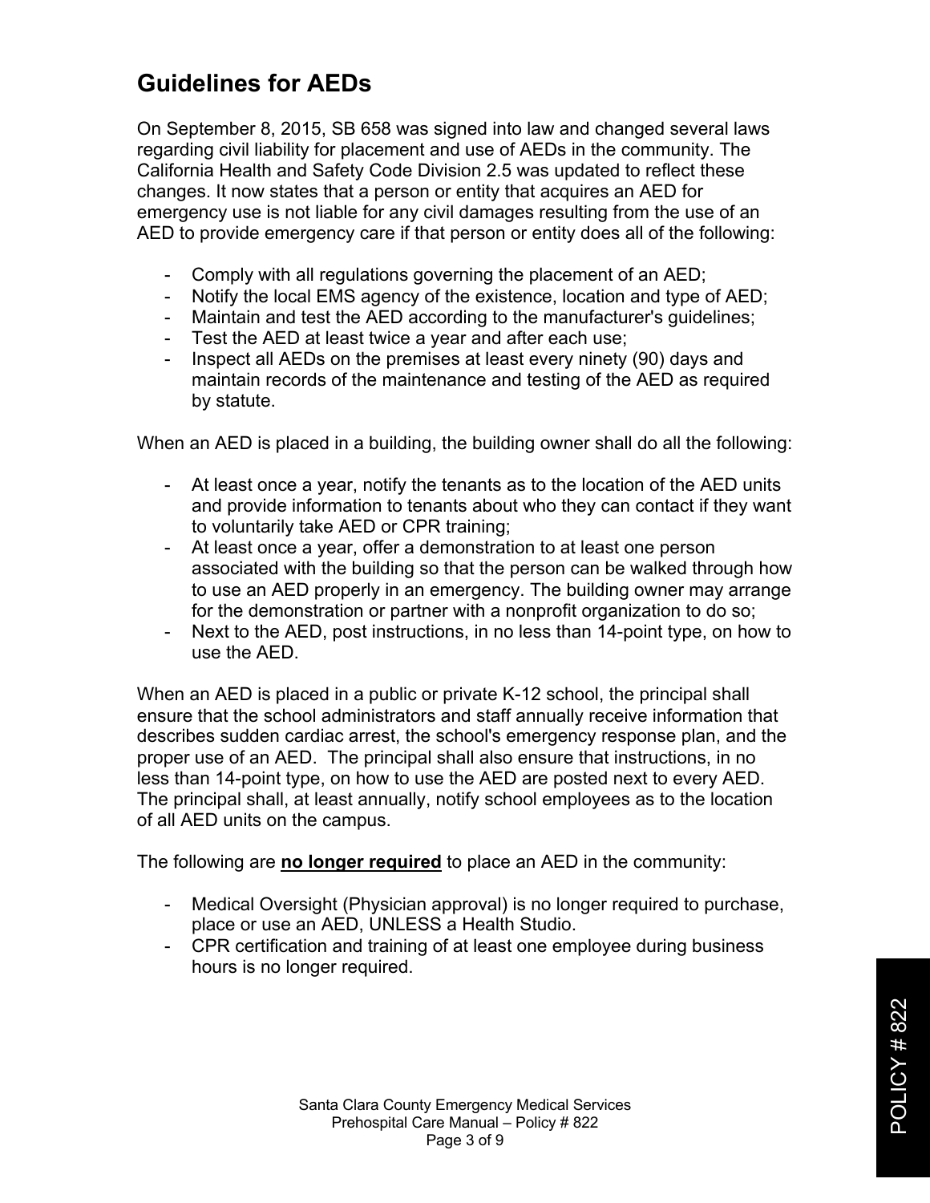## Guidelines for AEDs

On September 8, 2015, SB 658 was signed into law and changed several laws regarding civil liability for placement and use of AEDs in the community. The California Health and Safety Code Division 2.5 was updated to reflect these changes. It now states that a person or entity that acquires an AED for emergency use is not liable for any civil damages resulting from the use of an AED to provide emergency care if that person or entity does all of the following:

- Comply with all regulations governing the placement of an AED;
- Notify the local EMS agency of the existence, location and type of AED;
- Maintain and test the AED according to the manufacturer's guidelines;
- Test the AED at least twice a year and after each use;
- Inspect all AEDs on the premises at least every ninety (90) days and maintain records of the maintenance and testing of the AED as required by statute.

When an AED is placed in a building, the building owner shall do all the following:

- At least once a year, notify the tenants as to the location of the AED units and provide information to tenants about who they can contact if they want to voluntarily take AED or CPR training;
- At least once a year, offer a demonstration to at least one person associated with the building so that the person can be walked through how to use an AED properly in an emergency. The building owner may arrange for the demonstration or partner with a nonprofit organization to do so;
- Next to the AED, post instructions, in no less than 14-point type, on how to use the AED.

When an AED is placed in a public or private K-12 school, the principal shall ensure that the school administrators and staff annually receive information that describes sudden cardiac arrest, the school's emergency response plan, and the proper use of an AED. The principal shall also ensure that instructions, in no less than 14-point type, on how to use the AED are posted next to every AED. The principal shall, at least annually, notify school employees as to the location of all AED units on the campus.

The following are **no longer required** to place an AED in the community:

- Medical Oversight (Physician approval) is no longer required to purchase, place or use an AED, UNLESS a Health Studio.
- CPR certification and training of at least one employee during business hours is no longer required.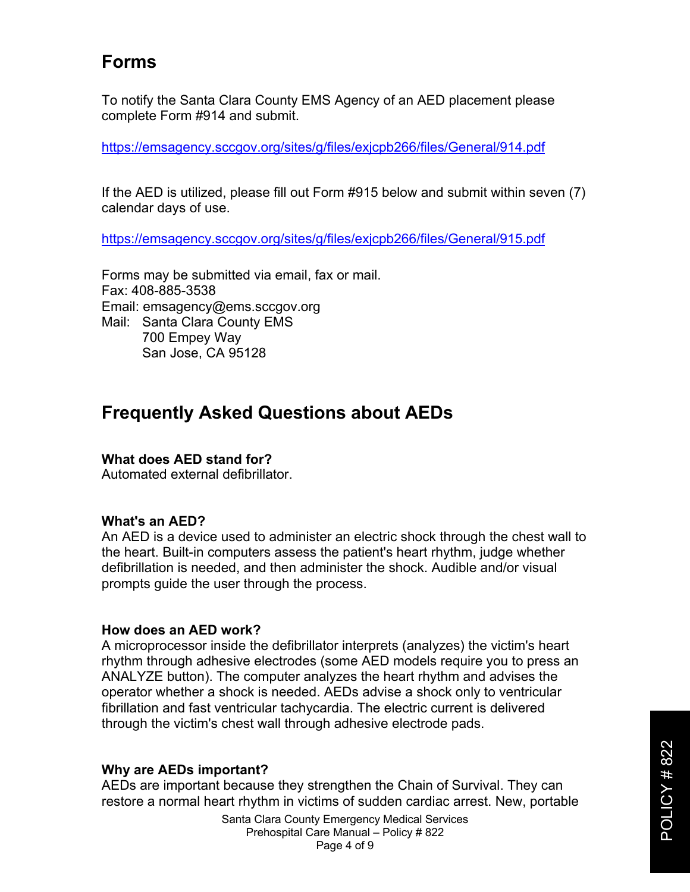## Forms

To notify the Santa Clara County EMS Agency of an AED placement please complete Form #914 and submit.

https://emsagency.sccgov.org/sites/g/files/exjcpb266/files/General/914.pdf

If the AED is utilized, please fill out Form #915 below and submit within seven (7) calendar days of use.

https://emsagency.sccgov.org/sites/g/files/exjcpb266/files/General/915.pdf

Forms may be submitted via email, fax or mail.
Fax: 408-885-3538
Email: emsagency@ems.sccgov.org
Mail: Santa Clara County EMS
700 Empey Way
San Jose, CA 95128

## Frequently Asked Questions about AEDs

**What does AED stand for?**
Automated external defibrillator.

**What's an AED?**
An AED is a device used to administer an electric shock through the chest wall to the heart. Built-in computers assess the patient's heart rhythm, judge whether defibrillation is needed, and then administer the shock. Audible and/or visual prompts guide the user through the process.

**How does an AED work?**
A microprocessor inside the defibrillator interprets (analyzes) the victim's heart rhythm through adhesive electrodes (some AED models require you to press an ANALYZE button). The computer analyzes the heart rhythm and advises the operator whether a shock is needed. AEDs advise a shock only to ventricular fibrillation and fast ventricular tachycardia. The electric current is delivered through the victim's chest wall through adhesive electrode pads.

**Why are AEDs important?**
AEDs are important because they strengthen the Chain of Survival. They can restore a normal heart rhythm in victims of sudden cardiac arrest. New, portable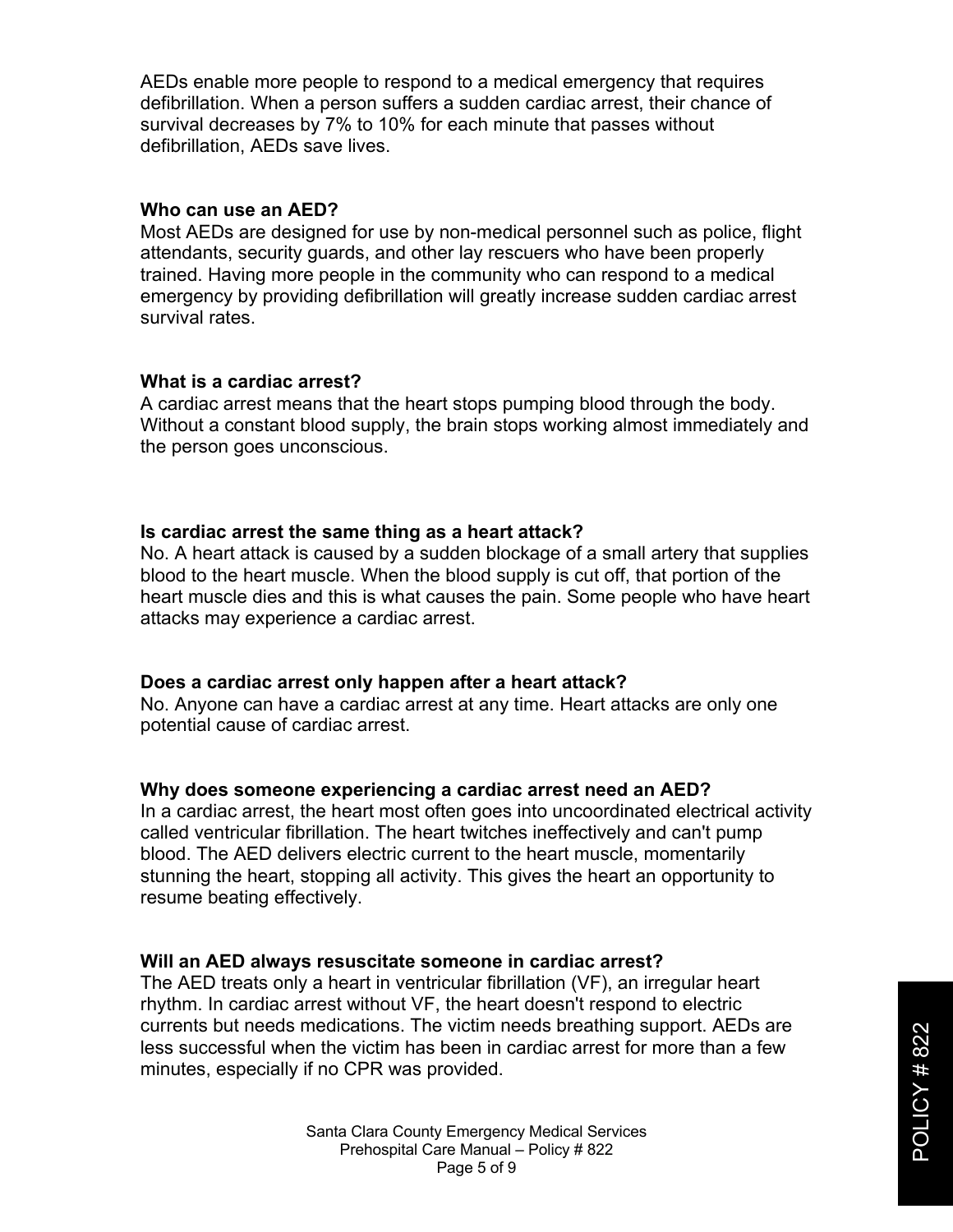AEDs enable more people to respond to a medical emergency that requires defibrillation. When a person suffers a sudden cardiac arrest, their chance of survival decreases by 7% to 10% for each minute that passes without defibrillation, AEDs save lives.

**Who can use an AED?**

Most AEDs are designed for use by non-medical personnel such as police, flight attendants, security guards, and other lay rescuers who have been properly trained. Having more people in the community who can respond to a medical emergency by providing defibrillation will greatly increase sudden cardiac arrest survival rates.

**What is a cardiac arrest?**

A cardiac arrest means that the heart stops pumping blood through the body. Without a constant blood supply, the brain stops working almost immediately and the person goes unconscious.

**Is cardiac arrest the same thing as a heart attack?**

No. A heart attack is caused by a sudden blockage of a small artery that supplies blood to the heart muscle. When the blood supply is cut off, that portion of the heart muscle dies and this is what causes the pain. Some people who have heart attacks may experience a cardiac arrest.

**Does a cardiac arrest only happen after a heart attack?**

No. Anyone can have a cardiac arrest at any time. Heart attacks are only one potential cause of cardiac arrest.

**Why does someone experiencing a cardiac arrest need an AED?**

In a cardiac arrest, the heart most often goes into uncoordinated electrical activity called ventricular fibrillation. The heart twitches ineffectively and can't pump blood. The AED delivers electric current to the heart muscle, momentarily stunning the heart, stopping all activity. This gives the heart an opportunity to resume beating effectively.

**Will an AED always resuscitate someone in cardiac arrest?**

The AED treats only a heart in ventricular fibrillation (VF), an irregular heart rhythm. In cardiac arrest without VF, the heart doesn't respond to electric currents but needs medications. The victim needs breathing support. AEDs are less successful when the victim has been in cardiac arrest for more than a few minutes, especially if no CPR was provided.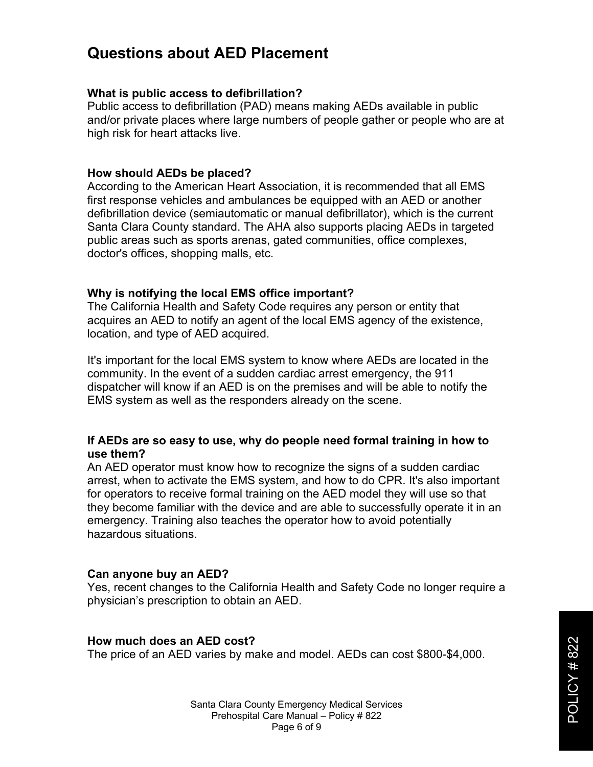## Questions about AED Placement

**What is public access to defibrillation?**
Public access to defibrillation (PAD) means making AEDs available in public and/or private places where large numbers of people gather or people who are at high risk for heart attacks live.

**How should AEDs be placed?**
According to the American Heart Association, it is recommended that all EMS first response vehicles and ambulances be equipped with an AED or another defibrillation device (semiautomatic or manual defibrillator), which is the current Santa Clara County standard. The AHA also supports placing AEDs in targeted public areas such as sports arenas, gated communities, office complexes, doctor's offices, shopping malls, etc.

**Why is notifying the local EMS office important?**
The California Health and Safety Code requires any person or entity that acquires an AED to notify an agent of the local EMS agency of the existence, location, and type of AED acquired.

It's important for the local EMS system to know where AEDs are located in the community. In the event of a sudden cardiac arrest emergency, the 911 dispatcher will know if an AED is on the premises and will be able to notify the EMS system as well as the responders already on the scene.

**If AEDs are so easy to use, why do people need formal training in how to use them?**
An AED operator must know how to recognize the signs of a sudden cardiac arrest, when to activate the EMS system, and how to do CPR. It's also important for operators to receive formal training on the AED model they will use so that they become familiar with the device and are able to successfully operate it in an emergency. Training also teaches the operator how to avoid potentially hazardous situations.

**Can anyone buy an AED?**
Yes, recent changes to the California Health and Safety Code no longer require a physician's prescription to obtain an AED.

**How much does an AED cost?**
The price of an AED varies by make and model. AEDs can cost $800-$4,000.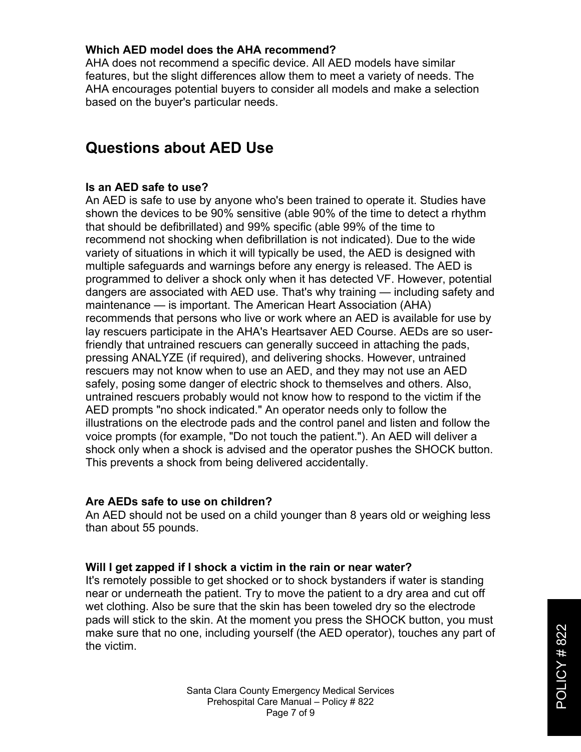**Which AED model does the AHA recommend?**
AHA does not recommend a specific device. All AED models have similar features, but the slight differences allow them to meet a variety of needs. The AHA encourages potential buyers to consider all models and make a selection based on the buyer's particular needs.

## Questions about AED Use

**Is an AED safe to use?**
An AED is safe to use by anyone who's been trained to operate it. Studies have shown the devices to be 90% sensitive (able 90% of the time to detect a rhythm that should be defibrillated) and 99% specific (able 99% of the time to recommend not shocking when defibrillation is not indicated). Due to the wide variety of situations in which it will typically be used, the AED is designed with multiple safeguards and warnings before any energy is released. The AED is programmed to deliver a shock only when it has detected VF. However, potential dangers are associated with AED use. That's why training — including safety and maintenance — is important. The American Heart Association (AHA) recommends that persons who live or work where an AED is available for use by lay rescuers participate in the AHA's Heartsaver AED Course. AEDs are so user-friendly that untrained rescuers can generally succeed in attaching the pads, pressing ANALYZE (if required), and delivering shocks. However, untrained rescuers may not know when to use an AED, and they may not use an AED safely, posing some danger of electric shock to themselves and others. Also, untrained rescuers probably would not know how to respond to the victim if the AED prompts "no shock indicated." An operator needs only to follow the illustrations on the electrode pads and the control panel and listen and follow the voice prompts (for example, "Do not touch the patient."). An AED will deliver a shock only when a shock is advised and the operator pushes the SHOCK button. This prevents a shock from being delivered accidentally.

**Are AEDs safe to use on children?**
An AED should not be used on a child younger than 8 years old or weighing less than about 55 pounds.

**Will I get zapped if I shock a victim in the rain or near water?**
It's remotely possible to get shocked or to shock bystanders if water is standing near or underneath the patient. Try to move the patient to a dry area and cut off wet clothing. Also be sure that the skin has been toweled dry so the electrode pads will stick to the skin. At the moment you press the SHOCK button, you must make sure that no one, including yourself (the AED operator), touches any part of the victim.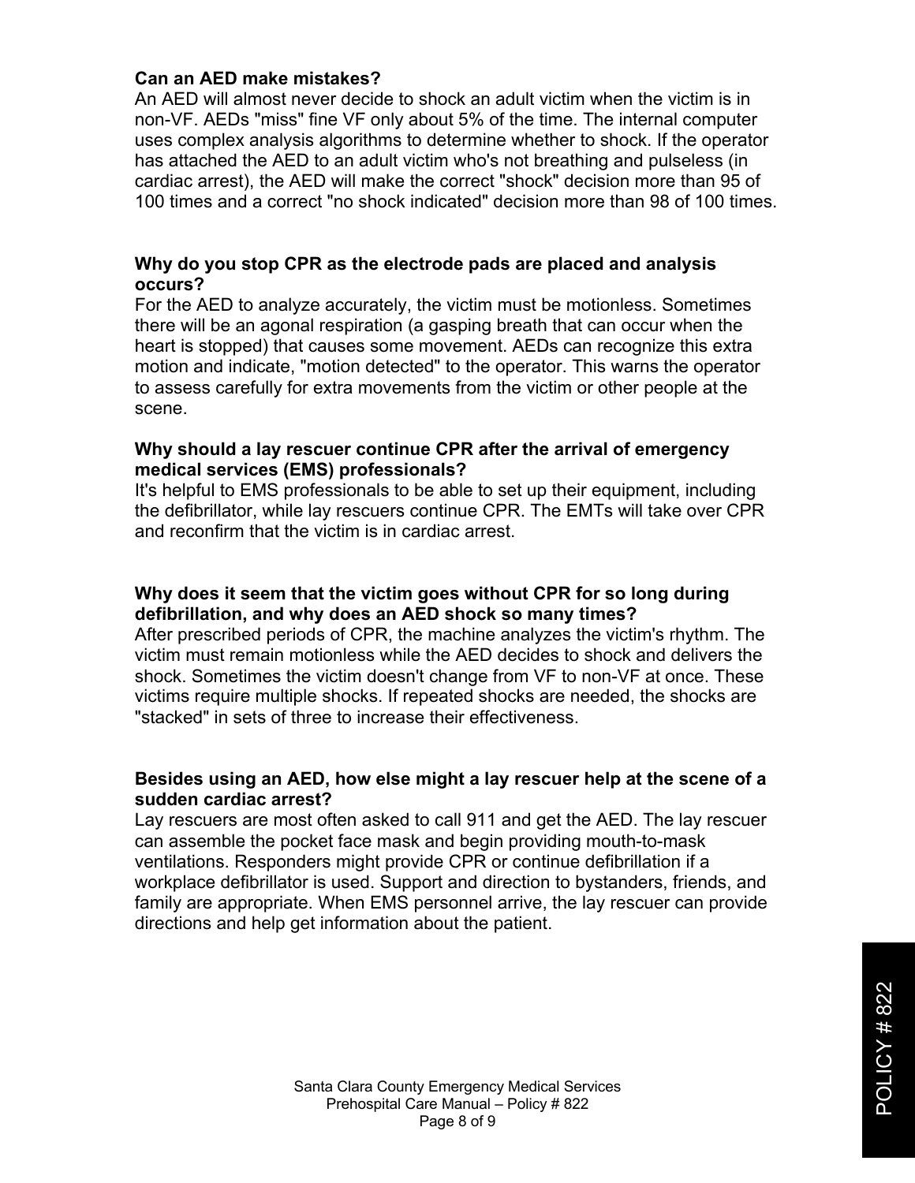**Can an AED make mistakes?**
An AED will almost never decide to shock an adult victim when the victim is in non-VF. AEDs "miss" fine VF only about 5% of the time. The internal computer uses complex analysis algorithms to determine whether to shock. If the operator has attached the AED to an adult victim who's not breathing and pulseless (in cardiac arrest), the AED will make the correct "shock" decision more than 95 of 100 times and a correct "no shock indicated" decision more than 98 of 100 times.

**Why do you stop CPR as the electrode pads are placed and analysis occurs?**
For the AED to analyze accurately, the victim must be motionless. Sometimes there will be an agonal respiration (a gasping breath that can occur when the heart is stopped) that causes some movement. AEDs can recognize this extra motion and indicate, "motion detected" to the operator. This warns the operator to assess carefully for extra movements from the victim or other people at the scene.

**Why should a lay rescuer continue CPR after the arrival of emergency medical services (EMS) professionals?**
It's helpful to EMS professionals to be able to set up their equipment, including the defibrillator, while lay rescuers continue CPR. The EMTs will take over CPR and reconfirm that the victim is in cardiac arrest.

**Why does it seem that the victim goes without CPR for so long during defibrillation, and why does an AED shock so many times?**
After prescribed periods of CPR, the machine analyzes the victim's rhythm. The victim must remain motionless while the AED decides to shock and delivers the shock. Sometimes the victim doesn't change from VF to non-VF at once. These victims require multiple shocks. If repeated shocks are needed, the shocks are "stacked" in sets of three to increase their effectiveness.

**Besides using an AED, how else might a lay rescuer help at the scene of a sudden cardiac arrest?**
Lay rescuers are most often asked to call 911 and get the AED. The lay rescuer can assemble the pocket face mask and begin providing mouth-to-mask ventilations. Responders might provide CPR or continue defibrillation if a workplace defibrillator is used. Support and direction to bystanders, friends, and family are appropriate. When EMS personnel arrive, the lay rescuer can provide directions and help get information about the patient.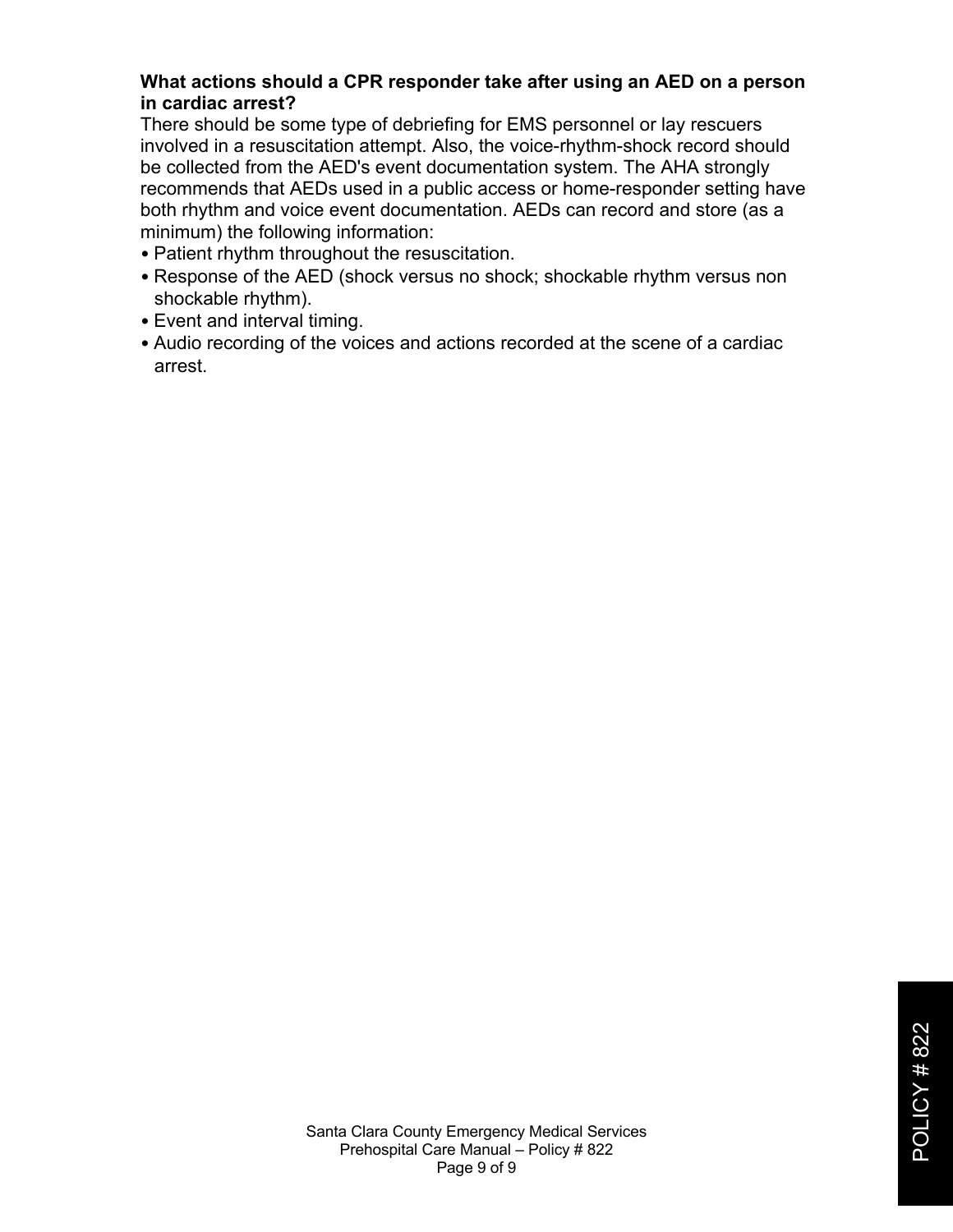**What actions should a CPR responder take after using an AED on a person in cardiac arrest?**

There should be some type of debriefing for EMS personnel or lay rescuers involved in a resuscitation attempt. Also, the voice-rhythm-shock record should be collected from the AED's event documentation system. The AHA strongly recommends that AEDs used in a public access or home-responder setting have both rhythm and voice event documentation. AEDs can record and store (as a minimum) the following information:

- Patient rhythm throughout the resuscitation.
- Response of the AED (shock versus no shock; shockable rhythm versus non shockable rhythm).
- Event and interval timing.
- Audio recording of the voices and actions recorded at the scene of a cardiac arrest.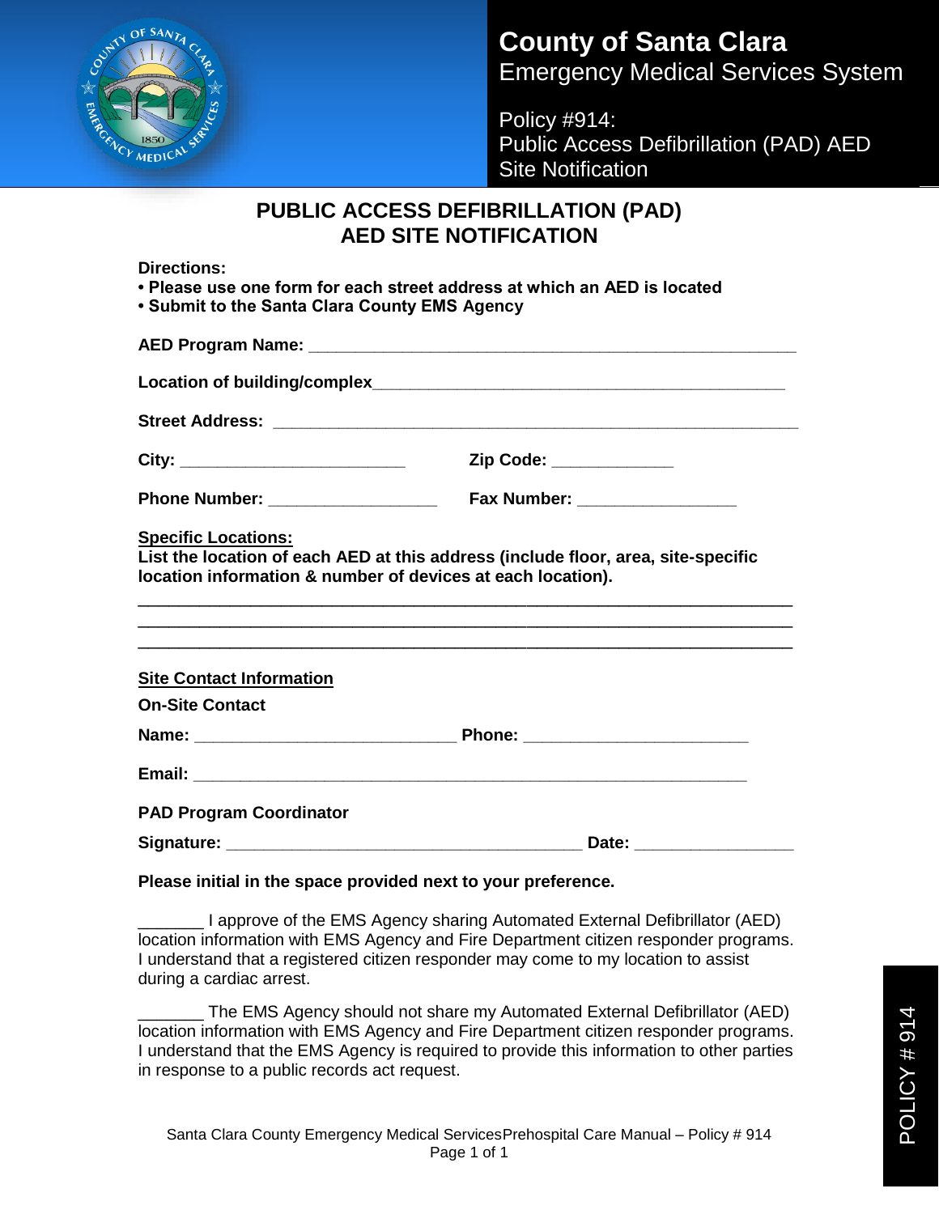# County of Santa Clara
Emergency Medical Services System

Policy #914:
Public Access Defibrillation (PAD) AED Site Notification

## PUBLIC ACCESS DEFIBRILLATION (PAD) AED SITE NOTIFICATION

**Directions:**

- **Please use one form for each street address at which an AED is located**
- **Submit to the Santa Clara County EMS Agency**

**AED Program Name:** ______________________________________________________

**Location of building/complex**______________________________________________

**Street Address:** __________________________________________________________

**City:** ________________________ **Zip Code:** _____________

**Phone Number:** __________________ **Fax Number:** ________________

**Specific Locations:**
**List the location of each AED at this address (include floor, area, site-specific location information & number of devices at each location).**

______________________________________________________________________
______________________________________________________________________
______________________________________________________________________

**Site Contact Information**

**On-Site Contact**

**Name:** ____________________________ **Phone:** ________________________

**Email:** ______________________________________________________________

**PAD Program Coordinator**

**Signature:** ______________________________________ **Date:** ________________

**Please initial in the space provided next to your preference.**

_______ I approve of the EMS Agency sharing Automated External Defibrillator (AED) location information with EMS Agency and Fire Department citizen responder programs. I understand that a registered citizen responder may come to my location to assist during a cardiac arrest.

_______ The EMS Agency should not share my Automated External Defibrillator (AED) location information with EMS Agency and Fire Department citizen responder programs. I understand that the EMS Agency is required to provide this information to other parties in response to a public records act request.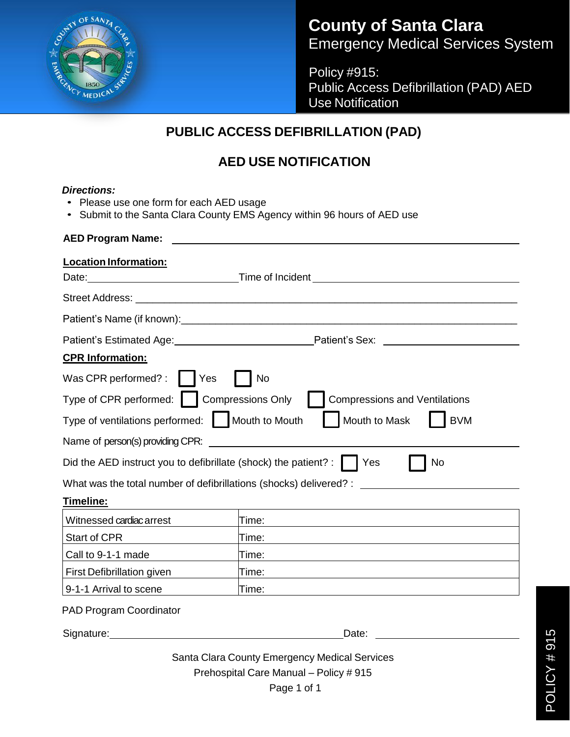County of Santa Clara
Emergency Medical Services System

Policy #915:
Public Access Defibrillation (PAD) AED Use Notification

# PUBLIC ACCESS DEFIBRILLATION (PAD)

## AED USE NOTIFICATION

***Directions:***

- Please use one form for each AED usage
- Submit to the Santa Clara County EMS Agency within 96 hours of AED use

**AED Program Name:** ________________________________________

**Location Information:**

Date:______________________ Time of Incident ______________________________

Street Address: ____________________________________________________________

Patient's Name (if known):___________________________________________________

Patient's Estimated Age:____________________ Patient's Sex: __________________

**CPR Information:**

Was CPR performed? : ☐ Yes ☐ No

Type of CPR performed: ☐ Compressions Only ☐ Compressions and Ventilations

Type of ventilations performed: ☐ Mouth to Mouth ☐ Mouth to Mask ☐ BVM

Name of person(s) providing CPR: ____________________________________________

Did the AED instruct you to defibrillate (shock) the patient? : ☐ Yes ☐ No

What was the total number of defibrillations (shocks) delivered? : __________________

**Timeline:**

| | |
|---|---|
| Witnessed cardiac arrest | Time: |
| Start of CPR | Time: |
| Call to 9-1-1 made | Time: |
| First Defibrillation given | Time: |
| 9-1-1 Arrival to scene | Time: |

PAD Program Coordinator

Signature:_________________________________ Date: ____________________